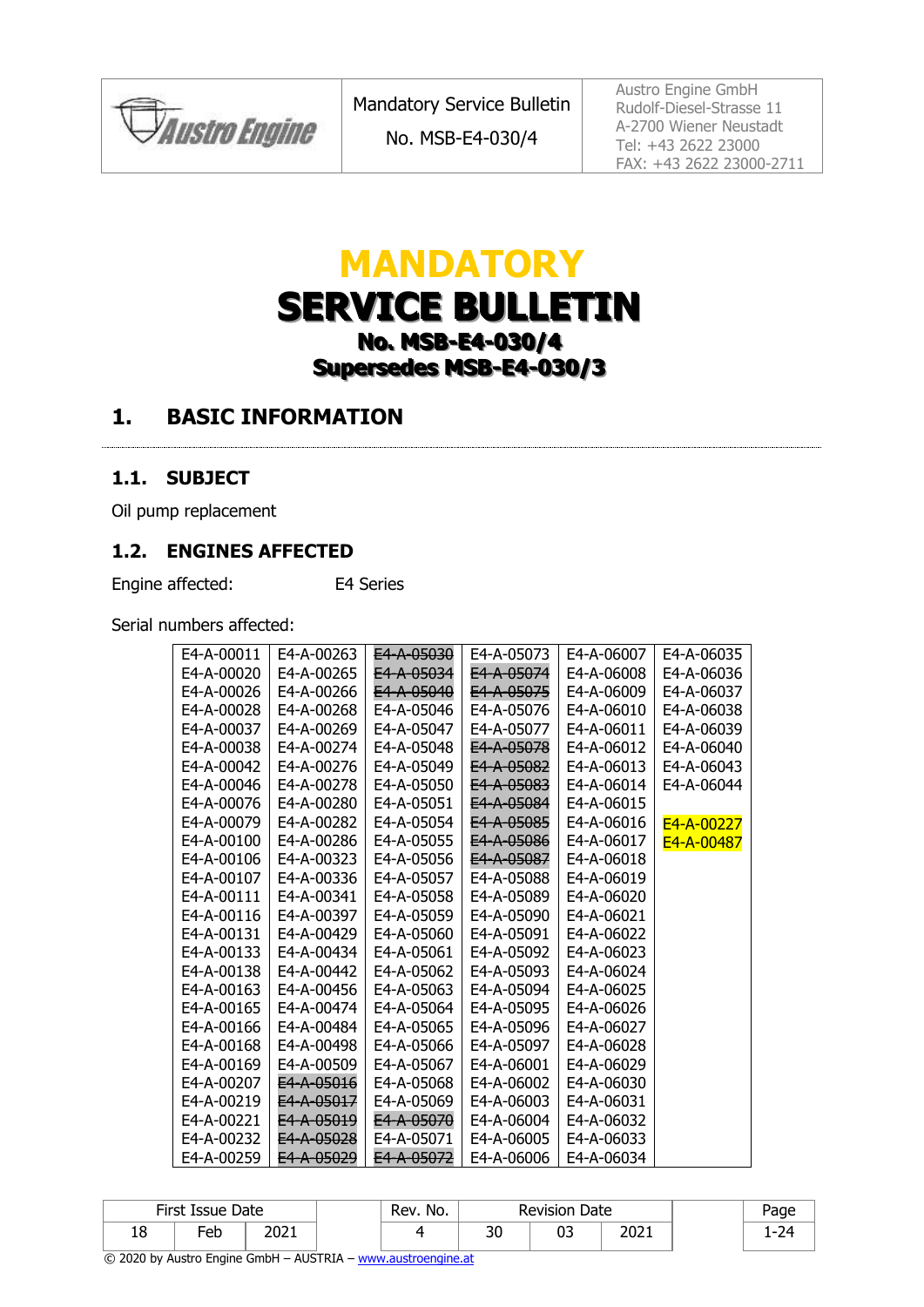| | Mandatory Service Bulletin<br>No. MSB-E4-030/4 | Austro Engine GmbH<br>Rudolf-Diesel-Strasse 11<br>A-2700 Wiener Neustadt<br>Tel: +43 2622 23000<br>FAX: +43 2622 23000-2711 |
|---|---|---|

# MANDATORY SERVICE BULLETIN

## No. MSB-E4-030/4
## Supersedes MSB-E4-030/3

## 1. BASIC INFORMATION

### 1.1. SUBJECT

Oil pump replacement

### 1.2. ENGINES AFFECTED

Engine affected: E4 Series

Serial numbers affected:

| | | | | | |
|---|---|---|---|---|---|
| E4-A-00011 | E4-A-00263 | ~~E4-A-05030~~ | E4-A-05073 | E4-A-06007 | E4-A-06035 |
| E4-A-00020 | E4-A-00265 | ~~E4-A-05034~~ | ~~E4-A-05074~~ | E4-A-06008 | E4-A-06036 |
| E4-A-00026 | E4-A-00266 | ~~E4-A-05040~~ | ~~E4-A-05075~~ | E4-A-06009 | E4-A-06037 |
| E4-A-00028 | E4-A-00268 | E4-A-05046 | E4-A-05076 | E4-A-06010 | E4-A-06038 |
| E4-A-00037 | E4-A-00269 | E4-A-05047 | E4-A-05077 | E4-A-06011 | E4-A-06039 |
| E4-A-00038 | E4-A-00274 | E4-A-05048 | ~~E4-A-05078~~ | E4-A-06012 | E4-A-06040 |
| E4-A-00042 | E4-A-00276 | E4-A-05049 | ~~E4-A-05082~~ | E4-A-06013 | E4-A-06043 |
| E4-A-00046 | E4-A-00278 | E4-A-05050 | ~~E4-A-05083~~ | E4-A-06014 | E4-A-06044 |
| E4-A-00076 | E4-A-00280 | E4-A-05051 | ~~E4-A-05084~~ | E4-A-06015 | |
| E4-A-00079 | E4-A-00282 | E4-A-05054 | ~~E4-A-05085~~ | E4-A-06016 | E4-A-00227 |
| E4-A-00100 | E4-A-00286 | E4-A-05055 | ~~E4-A-05086~~ | E4-A-06017 | E4-A-00487 |
| E4-A-00106 | E4-A-00323 | E4-A-05056 | ~~E4-A-05087~~ | E4-A-06018 | |
| E4-A-00107 | E4-A-00336 | E4-A-05057 | E4-A-05088 | E4-A-06019 | |
| E4-A-00111 | E4-A-00341 | E4-A-05058 | E4-A-05089 | E4-A-06020 | |
| E4-A-00116 | E4-A-00397 | E4-A-05059 | E4-A-05090 | E4-A-06021 | |
| E4-A-00131 | E4-A-00429 | E4-A-05060 | E4-A-05091 | E4-A-06022 | |
| E4-A-00133 | E4-A-00434 | E4-A-05061 | E4-A-05092 | E4-A-06023 | |
| E4-A-00138 | E4-A-00442 | E4-A-05062 | E4-A-05093 | E4-A-06024 | |
| E4-A-00163 | E4-A-00456 | E4-A-05063 | E4-A-05094 | E4-A-06025 | |
| E4-A-00165 | E4-A-00474 | E4-A-05064 | E4-A-05095 | E4-A-06026 | |
| E4-A-00166 | E4-A-00484 | E4-A-05065 | E4-A-05096 | E4-A-06027 | |
| E4-A-00168 | E4-A-00498 | E4-A-05066 | E4-A-05097 | E4-A-06028 | |
| E4-A-00169 | E4-A-00509 | E4-A-05067 | E4-A-06001 | E4-A-06029 | |
| E4-A-00207 | ~~E4-A-05016~~ | E4-A-05068 | E4-A-06002 | E4-A-06030 | |
| E4-A-00219 | ~~E4-A-05017~~ | E4-A-05069 | E4-A-06003 | E4-A-06031 | |
| E4-A-00221 | ~~E4-A-05019~~ | ~~E4-A-05070~~ | E4-A-06004 | E4-A-06032 | |
| E4-A-00232 | ~~E4-A-05028~~ | E4-A-05071 | E4-A-06005 | E4-A-06033 | |
| E4-A-00259 | ~~E4-A-05029~~ | ~~E4-A-05072~~ | E4-A-06006 | E4-A-06034 | |

| First Issue Date | | | Rev. No. | Revision Date | | |
|---|---|---|---|---|---|---|
| 18 | Feb | 2021 | 4 | 30 | 03 | 2021 |

© 2020 by Austro Engine GmbH – AUSTRIA – www.austroengine.at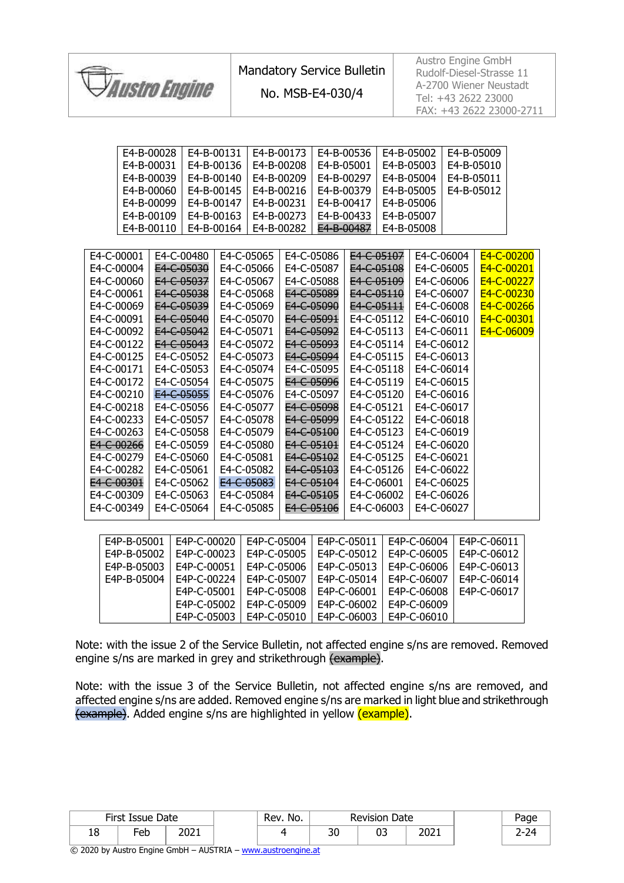| E4-B-00028 | E4-B-00131 | E4-B-00173 | E4-B-00536 | E4-B-05002 | E4-B-05009 |
|---|---|---|---|---|---|
| E4-B-00031 | E4-B-00136 | E4-B-00208 | E4-B-05001 | E4-B-05003 | E4-B-05010 |
| E4-B-00039 | E4-B-00140 | E4-B-00209 | E4-B-00297 | E4-B-05004 | E4-B-05011 |
| E4-B-00060 | E4-B-00145 | E4-B-00216 | E4-B-00379 | E4-B-05005 | E4-B-05012 |
| E4-B-00099 | E4-B-00147 | E4-B-00231 | E4-B-00417 | E4-B-05006 | |
| E4-B-00109 | E4-B-00163 | E4-B-00273 | E4-B-00433 | E4-B-05007 | |
| E4-B-00110 | E4-B-00164 | E4-B-00282 | ~~E4-B-00487~~ | E4-B-05008 | |

| E4-C-00001 | E4-C-00480 | E4-C-05065 | E4-C-05086 | ~~E4-C-05107~~ | E4-C-06004 | E4-C-00200 |
|---|---|---|---|---|---|---|
| E4-C-00004 | ~~E4-C-05030~~ | E4-C-05066 | E4-C-05087 | ~~E4-C-05108~~ | E4-C-06005 | E4-C-00201 |
| E4-C-00060 | ~~E4-C-05037~~ | E4-C-05067 | E4-C-05088 | ~~E4-C-05109~~ | E4-C-06006 | E4-C-00227 |
| E4-C-00061 | ~~E4-C-05038~~ | E4-C-05068 | ~~E4-C-05089~~ | ~~E4-C-05110~~ | E4-C-06007 | E4-C-00230 |
| E4-C-00069 | ~~E4-C-05039~~ | E4-C-05069 | ~~E4-C-05090~~ | ~~E4-C-05111~~ | E4-C-06008 | E4-C-00266 |
| E4-C-00091 | ~~E4-C-05040~~ | E4-C-05070 | ~~E4-C-05091~~ | E4-C-05112 | E4-C-06010 | E4-C-00301 |
| E4-C-00092 | ~~E4-C-05042~~ | E4-C-05071 | ~~E4-C-05092~~ | E4-C-05113 | E4-C-06011 | E4-C-06009 |
| E4-C-00122 | ~~E4-C-05043~~ | E4-C-05072 | ~~E4-C-05093~~ | E4-C-05114 | E4-C-06012 | |
| E4-C-00125 | E4-C-05052 | E4-C-05073 | ~~E4-C-05094~~ | E4-C-05115 | E4-C-06013 | |
| E4-C-00171 | E4-C-05053 | E4-C-05074 | E4-C-05095 | E4-C-05118 | E4-C-06014 | |
| E4-C-00172 | E4-C-05054 | E4-C-05075 | ~~E4-C-05096~~ | E4-C-05119 | E4-C-06015 | |
| E4-C-00210 | ~~E4-C-05055~~ | E4-C-05076 | E4-C-05097 | E4-C-05120 | E4-C-06016 | |
| E4-C-00218 | E4-C-05056 | E4-C-05077 | ~~E4-C-05098~~ | E4-C-05121 | E4-C-06017 | |
| E4-C-00233 | E4-C-05057 | E4-C-05078 | ~~E4-C-05099~~ | E4-C-05122 | E4-C-06018 | |
| E4-C-00263 | E4-C-05058 | E4-C-05079 | ~~E4-C-05100~~ | E4-C-05123 | E4-C-06019 | |
| ~~E4-C-00266~~ | E4-C-05059 | E4-C-05080 | ~~E4-C-05101~~ | E4-C-05124 | E4-C-06020 | |
| E4-C-00279 | E4-C-05060 | E4-C-05081 | ~~E4-C-05102~~ | E4-C-05125 | E4-C-06021 | |
| E4-C-00282 | E4-C-05061 | E4-C-05082 | ~~E4-C-05103~~ | E4-C-05126 | E4-C-06022 | |
| ~~E4-C-00301~~ | E4-C-05062 | ~~E4-C-05083~~ | ~~E4-C-05104~~ | E4-C-06001 | E4-C-06025 | |
| E4-C-00309 | E4-C-05063 | E4-C-05084 | ~~E4-C-05105~~ | E4-C-06002 | E4-C-06026 | |
| E4-C-00349 | E4-C-05064 | E4-C-05085 | ~~E4-C-05106~~ | E4-C-06003 | E4-C-06027 | |

| E4P-B-05001 | E4P-C-00020 | E4P-C-05004 | E4P-C-05011 | E4P-C-06004 | E4P-C-06011 |
|---|---|---|---|---|---|
| E4P-B-05002 | E4P-C-00023 | E4P-C-05005 | E4P-C-05012 | E4P-C-06005 | E4P-C-06012 |
| E4P-B-05003 | E4P-C-00051 | E4P-C-05006 | E4P-C-05013 | E4P-C-06006 | E4P-C-06013 |
| E4P-B-05004 | E4P-C-00224 | E4P-C-05007 | E4P-C-05014 | E4P-C-06007 | E4P-C-06014 |
| | E4P-C-05001 | E4P-C-05008 | E4P-C-06001 | E4P-C-06008 | E4P-C-06017 |
| | E4P-C-05002 | E4P-C-05009 | E4P-C-06002 | E4P-C-06009 | |
| | E4P-C-05003 | E4P-C-05010 | E4P-C-06003 | E4P-C-06010 | |

Note: with the issue 2 of the Service Bulletin, not affected engine s/ns are removed. Removed engine s/ns are marked in grey and strikethrough ~~(example)~~.

Note: with the issue 3 of the Service Bulletin, not affected engine s/ns are removed, and affected engine s/ns are added. Removed engine s/ns are marked in light blue and strikethrough ~~(example)~~. Added engine s/ns are highlighted in yellow (example).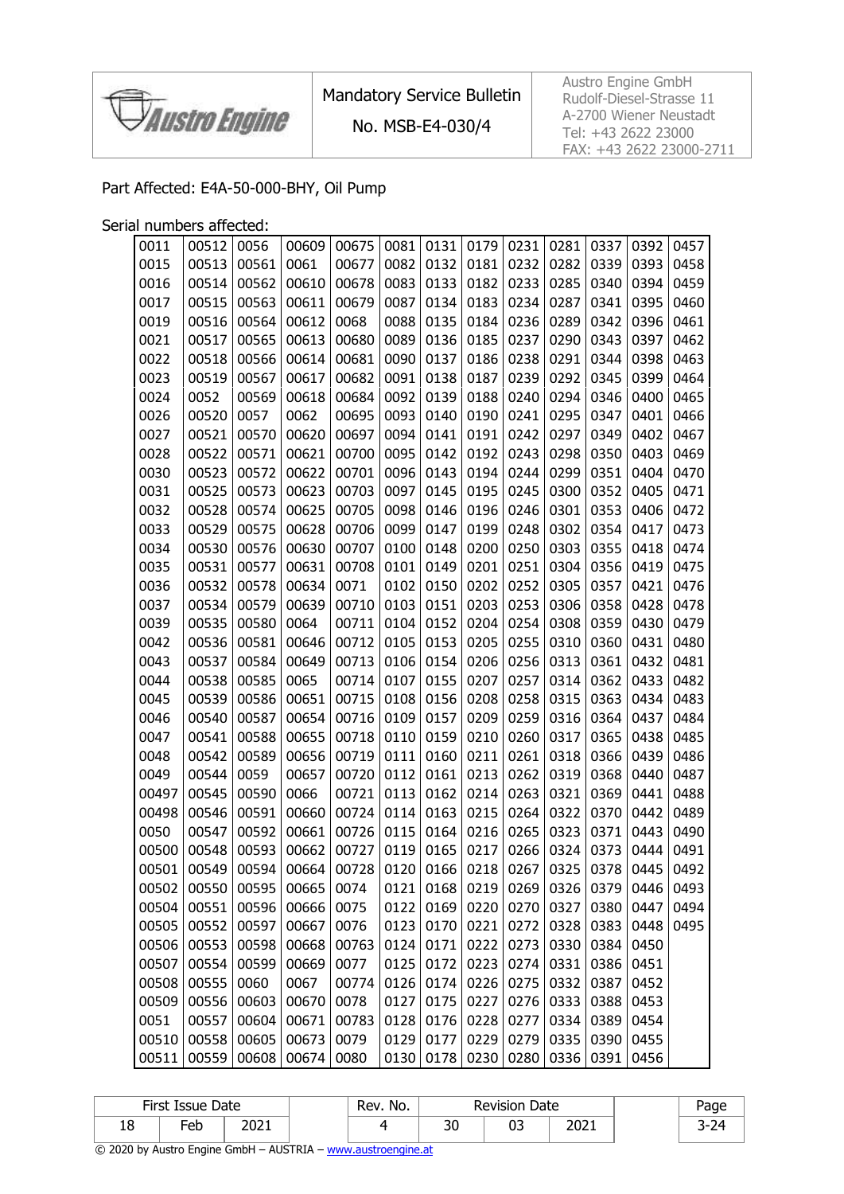Part Affected: E4A-50-000-BHY, Oil Pump

Serial numbers affected:

| | | | | | | | | | | | | |
|---|---|---|---|---|---|---|---|---|---|---|---|---|
| 0011 | 00512 | 0056 | 00609 | 00675 | 0081 | 0131 | 0179 | 0231 | 0281 | 0337 | 0392 | 0457 |
| 0015 | 00513 | 00561 | 0061 | 00677 | 0082 | 0132 | 0181 | 0232 | 0282 | 0339 | 0393 | 0458 |
| 0016 | 00514 | 00562 | 00610 | 00678 | 0083 | 0133 | 0182 | 0233 | 0285 | 0340 | 0394 | 0459 |
| 0017 | 00515 | 00563 | 00611 | 00679 | 0087 | 0134 | 0183 | 0234 | 0287 | 0341 | 0395 | 0460 |
| 0019 | 00516 | 00564 | 00612 | 0068 | 0088 | 0135 | 0184 | 0236 | 0289 | 0342 | 0396 | 0461 |
| 0021 | 00517 | 00565 | 00613 | 00680 | 0089 | 0136 | 0185 | 0237 | 0290 | 0343 | 0397 | 0462 |
| 0022 | 00518 | 00566 | 00614 | 00681 | 0090 | 0137 | 0186 | 0238 | 0291 | 0344 | 0398 | 0463 |
| 0023 | 00519 | 00567 | 00617 | 00682 | 0091 | 0138 | 0187 | 0239 | 0292 | 0345 | 0399 | 0464 |
| 0024 | 0052 | 00569 | 00618 | 00684 | 0092 | 0139 | 0188 | 0240 | 0294 | 0346 | 0400 | 0465 |
| 0026 | 00520 | 0057 | 0062 | 00695 | 0093 | 0140 | 0190 | 0241 | 0295 | 0347 | 0401 | 0466 |
| 0027 | 00521 | 00570 | 00620 | 00697 | 0094 | 0141 | 0191 | 0242 | 0297 | 0349 | 0402 | 0467 |
| 0028 | 00522 | 00571 | 00621 | 00700 | 0095 | 0142 | 0192 | 0243 | 0298 | 0350 | 0403 | 0469 |
| 0030 | 00523 | 00572 | 00622 | 00701 | 0096 | 0143 | 0194 | 0244 | 0299 | 0351 | 0404 | 0470 |
| 0031 | 00525 | 00573 | 00623 | 00703 | 0097 | 0145 | 0195 | 0245 | 0300 | 0352 | 0405 | 0471 |
| 0032 | 00528 | 00574 | 00625 | 00705 | 0098 | 0146 | 0196 | 0246 | 0301 | 0353 | 0406 | 0472 |
| 0033 | 00529 | 00575 | 00628 | 00706 | 0099 | 0147 | 0199 | 0248 | 0302 | 0354 | 0417 | 0473 |
| 0034 | 00530 | 00576 | 00630 | 00707 | 0100 | 0148 | 0200 | 0250 | 0303 | 0355 | 0418 | 0474 |
| 0035 | 00531 | 00577 | 00631 | 00708 | 0101 | 0149 | 0201 | 0251 | 0304 | 0356 | 0419 | 0475 |
| 0036 | 00532 | 00578 | 00634 | 0071 | 0102 | 0150 | 0202 | 0252 | 0305 | 0357 | 0421 | 0476 |
| 0037 | 00534 | 00579 | 00639 | 00710 | 0103 | 0151 | 0203 | 0253 | 0306 | 0358 | 0428 | 0478 |
| 0039 | 00535 | 00580 | 0064 | 00711 | 0104 | 0152 | 0204 | 0254 | 0308 | 0359 | 0430 | 0479 |
| 0042 | 00536 | 00581 | 00646 | 00712 | 0105 | 0153 | 0205 | 0255 | 0310 | 0360 | 0431 | 0480 |
| 0043 | 00537 | 00584 | 00649 | 00713 | 0106 | 0154 | 0206 | 0256 | 0313 | 0361 | 0432 | 0481 |
| 0044 | 00538 | 00585 | 0065 | 00714 | 0107 | 0155 | 0207 | 0257 | 0314 | 0362 | 0433 | 0482 |
| 0045 | 00539 | 00586 | 00651 | 00715 | 0108 | 0156 | 0208 | 0258 | 0315 | 0363 | 0434 | 0483 |
| 0046 | 00540 | 00587 | 00654 | 00716 | 0109 | 0157 | 0209 | 0259 | 0316 | 0364 | 0437 | 0484 |
| 0047 | 00541 | 00588 | 00655 | 00718 | 0110 | 0159 | 0210 | 0260 | 0317 | 0365 | 0438 | 0485 |
| 0048 | 00542 | 00589 | 00656 | 00719 | 0111 | 0160 | 0211 | 0261 | 0318 | 0366 | 0439 | 0486 |
| 0049 | 00544 | 0059 | 00657 | 00720 | 0112 | 0161 | 0213 | 0262 | 0319 | 0368 | 0440 | 0487 |
| 00497 | 00545 | 00590 | 0066 | 00721 | 0113 | 0162 | 0214 | 0263 | 0321 | 0369 | 0441 | 0488 |
| 00498 | 00546 | 00591 | 00660 | 00724 | 0114 | 0163 | 0215 | 0264 | 0322 | 0370 | 0442 | 0489 |
| 0050 | 00547 | 00592 | 00661 | 00726 | 0115 | 0164 | 0216 | 0265 | 0323 | 0371 | 0443 | 0490 |
| 00500 | 00548 | 00593 | 00662 | 00727 | 0119 | 0165 | 0217 | 0266 | 0324 | 0373 | 0444 | 0491 |
| 00501 | 00549 | 00594 | 00664 | 00728 | 0120 | 0166 | 0218 | 0267 | 0325 | 0378 | 0445 | 0492 |
| 00502 | 00550 | 00595 | 00665 | 0074 | 0121 | 0168 | 0219 | 0269 | 0326 | 0379 | 0446 | 0493 |
| 00504 | 00551 | 00596 | 00666 | 0075 | 0122 | 0169 | 0220 | 0270 | 0327 | 0380 | 0447 | 0494 |
| 00505 | 00552 | 00597 | 00667 | 0076 | 0123 | 0170 | 0221 | 0272 | 0328 | 0383 | 0448 | 0495 |
| 00506 | 00553 | 00598 | 00668 | 00763 | 0124 | 0171 | 0222 | 0273 | 0330 | 0384 | 0450 | |
| 00507 | 00554 | 00599 | 00669 | 0077 | 0125 | 0172 | 0223 | 0274 | 0331 | 0386 | 0451 | |
| 00508 | 00555 | 0060 | 0067 | 00774 | 0126 | 0174 | 0226 | 0275 | 0332 | 0387 | 0452 | |
| 00509 | 00556 | 00603 | 00670 | 0078 | 0127 | 0175 | 0227 | 0276 | 0333 | 0388 | 0453 | |
| 0051 | 00557 | 00604 | 00671 | 00783 | 0128 | 0176 | 0228 | 0277 | 0334 | 0389 | 0454 | |
| 00510 | 00558 | 00605 | 00673 | 0079 | 0129 | 0177 | 0229 | 0279 | 0335 | 0390 | 0455 | |
| 00511 | 00559 | 00608 | 00674 | 0080 | 0130 | 0178 | 0230 | 0280 | 0336 | 0391 | 0456 | |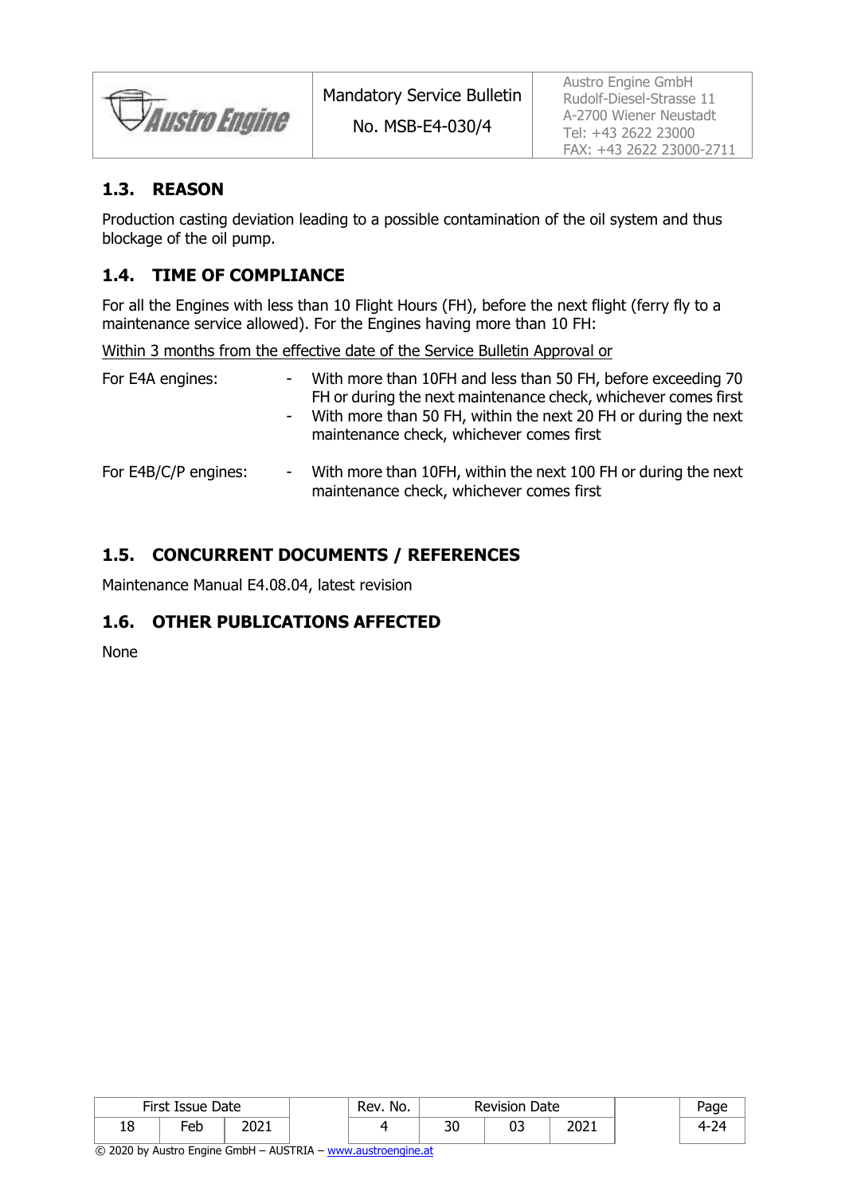## 1.3. REASON

Production casting deviation leading to a possible contamination of the oil system and thus blockage of the oil pump.

## 1.4. TIME OF COMPLIANCE

For all the Engines with less than 10 Flight Hours (FH), before the next flight (ferry fly to a maintenance service allowed). For the Engines having more than 10 FH:

Within 3 months from the effective date of the Service Bulletin Approval or

For E4A engines:

- With more than 10FH and less than 50 FH, before exceeding 70 FH or during the next maintenance check, whichever comes first
- With more than 50 FH, within the next 20 FH or during the next maintenance check, whichever comes first

For E4B/C/P engines:

- With more than 10FH, within the next 100 FH or during the next maintenance check, whichever comes first

## 1.5. CONCURRENT DOCUMENTS / REFERENCES

Maintenance Manual E4.08.04, latest revision

## 1.6. OTHER PUBLICATIONS AFFECTED

None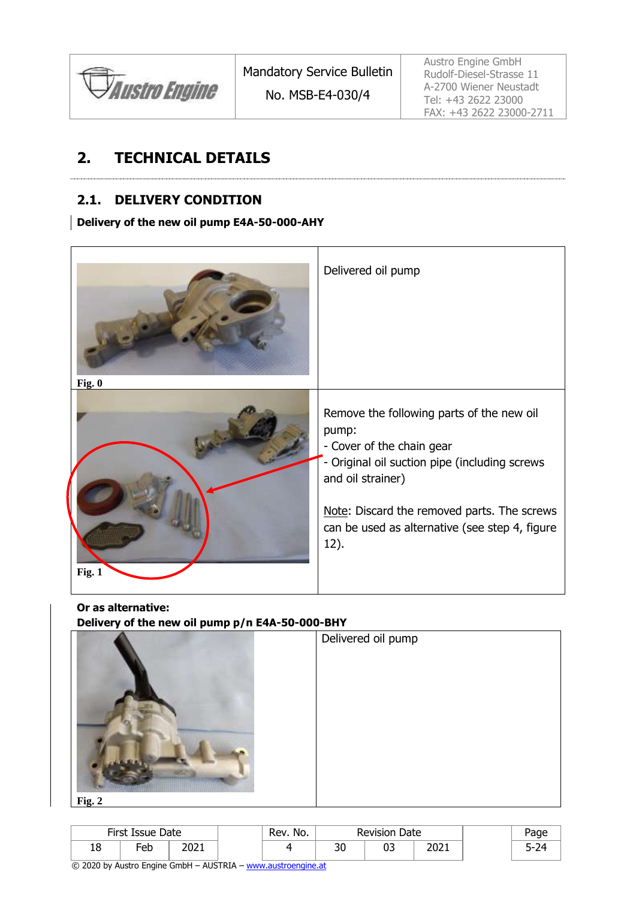## 2. TECHNICAL DETAILS

### 2.1. DELIVERY CONDITION

**Delivery of the new oil pump E4A-50-000-AHY**

| | |
|---|---|
| Fig. 0 | Delivered oil pump |
| Fig. 1 | Remove the following parts of the new oil pump:<br>- Cover of the chain gear<br>- Original oil suction pipe (including screws and oil strainer)<br><br>Note: Discard the removed parts. The screws can be used as alternative (see step 4, figure 12). |

**Or as alternative:**
**Delivery of the new oil pump p/n E4A-50-000-BHY**

| | |
|---|---|
| Fig. 2 | Delivered oil pump |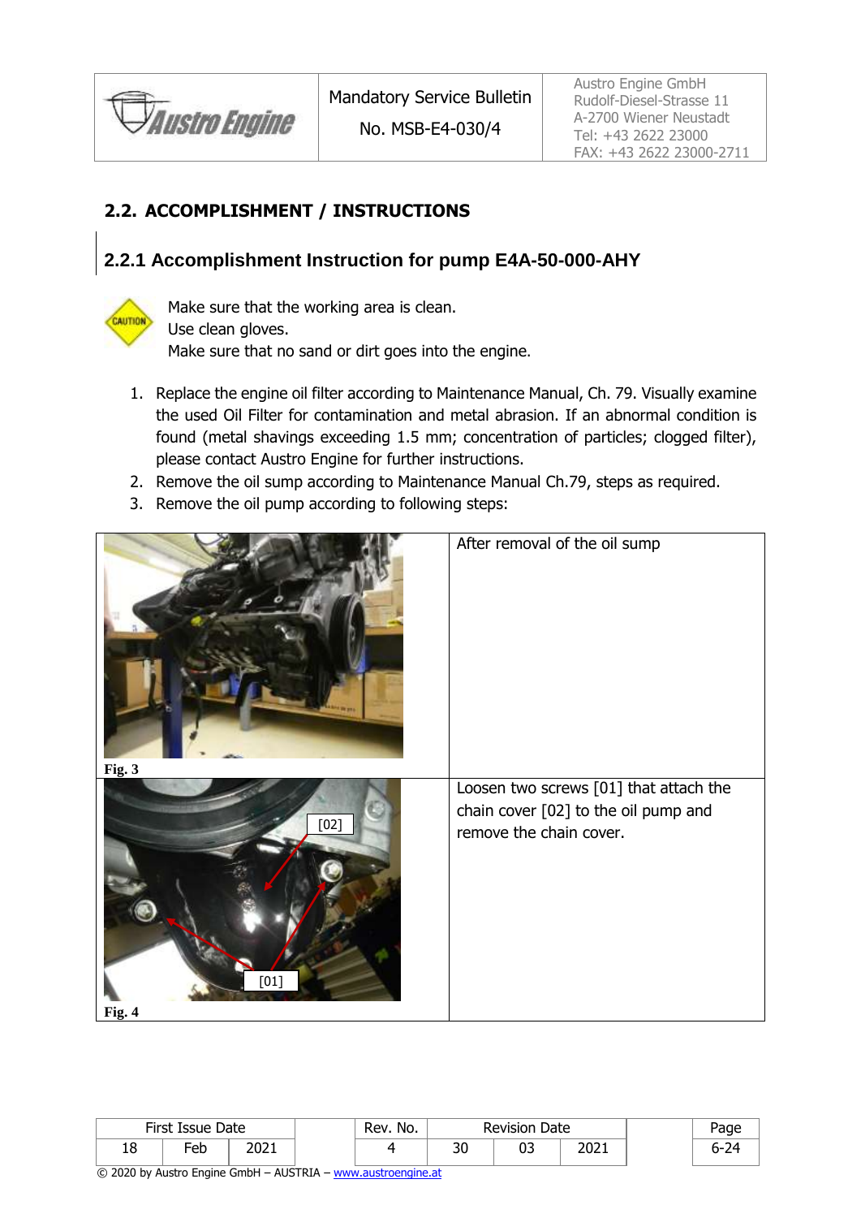## 2.2. ACCOMPLISHMENT / INSTRUCTIONS

### 2.2.1 Accomplishment Instruction for pump E4A-50-000-AHY

CAUTION

Make sure that the working area is clean.
Use clean gloves.
Make sure that no sand or dirt goes into the engine.

1. Replace the engine oil filter according to Maintenance Manual, Ch. 79. Visually examine the used Oil Filter for contamination and metal abrasion. If an abnormal condition is found (metal shavings exceeding 1.5 mm; concentration of particles; clogged filter), please contact Austro Engine for further instructions.
2. Remove the oil sump according to Maintenance Manual Ch.79, steps as required.
3. Remove the oil pump according to following steps:

| | |
|---|---|
| Fig. 3 | After removal of the oil sump |
| [02] [01] Fig. 4 | Loosen two screws [01] that attach the chain cover [02] to the oil pump and remove the chain cover. |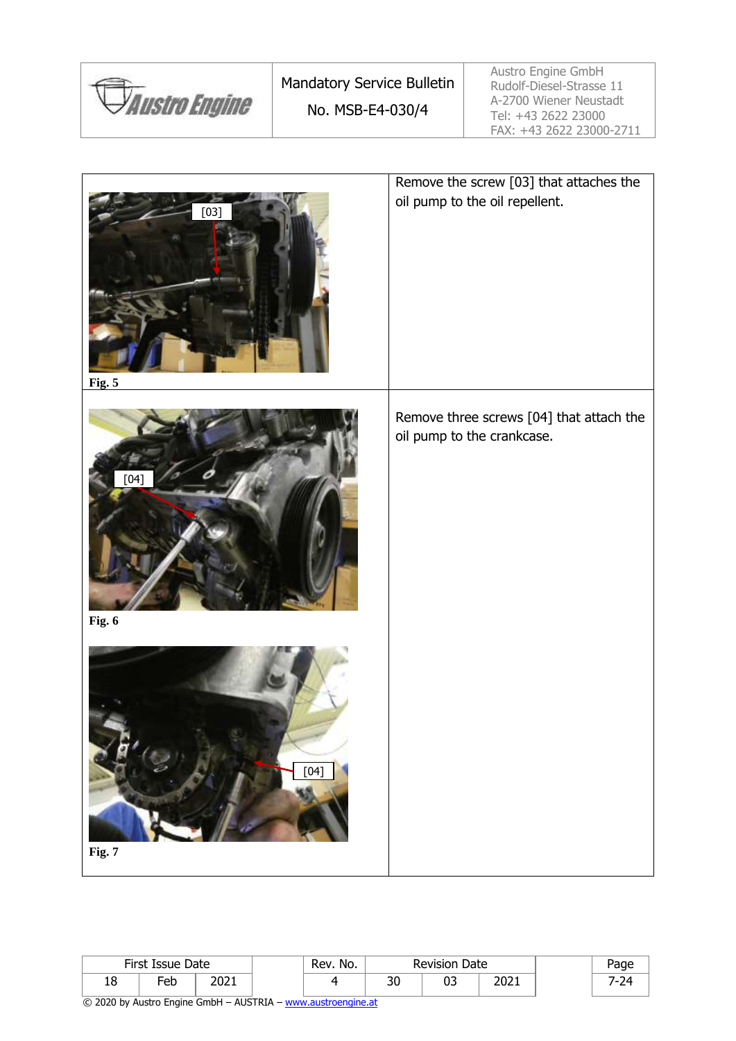| | |
|---|---|
| Fig. 5 | Remove the screw [03] that attaches the oil pump to the oil repellent. |
| Fig. 6<br><br>Fig. 7 | Remove three screws [04] that attach the oil pump to the crankcase. |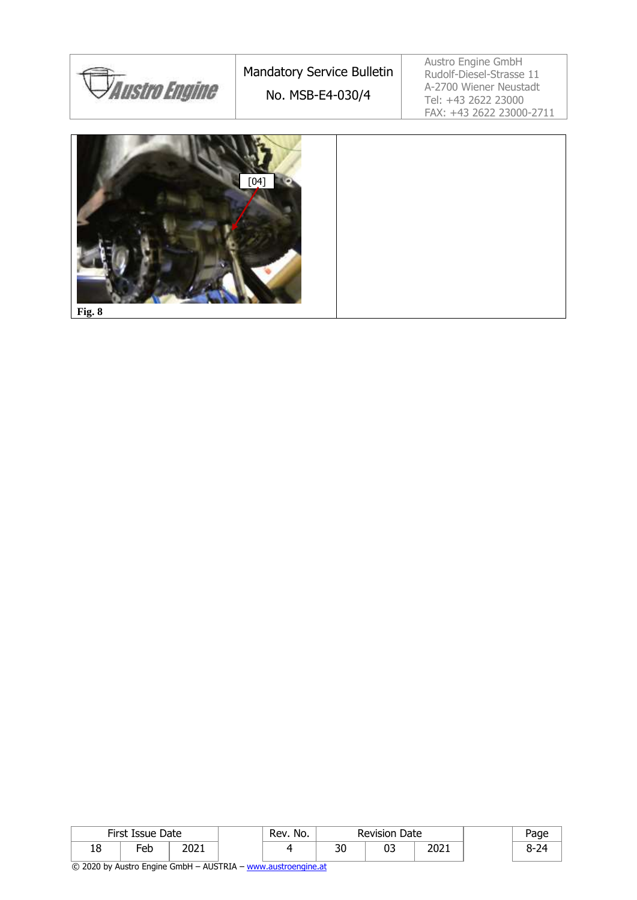| [04] Fig. 8 | |
|---|---|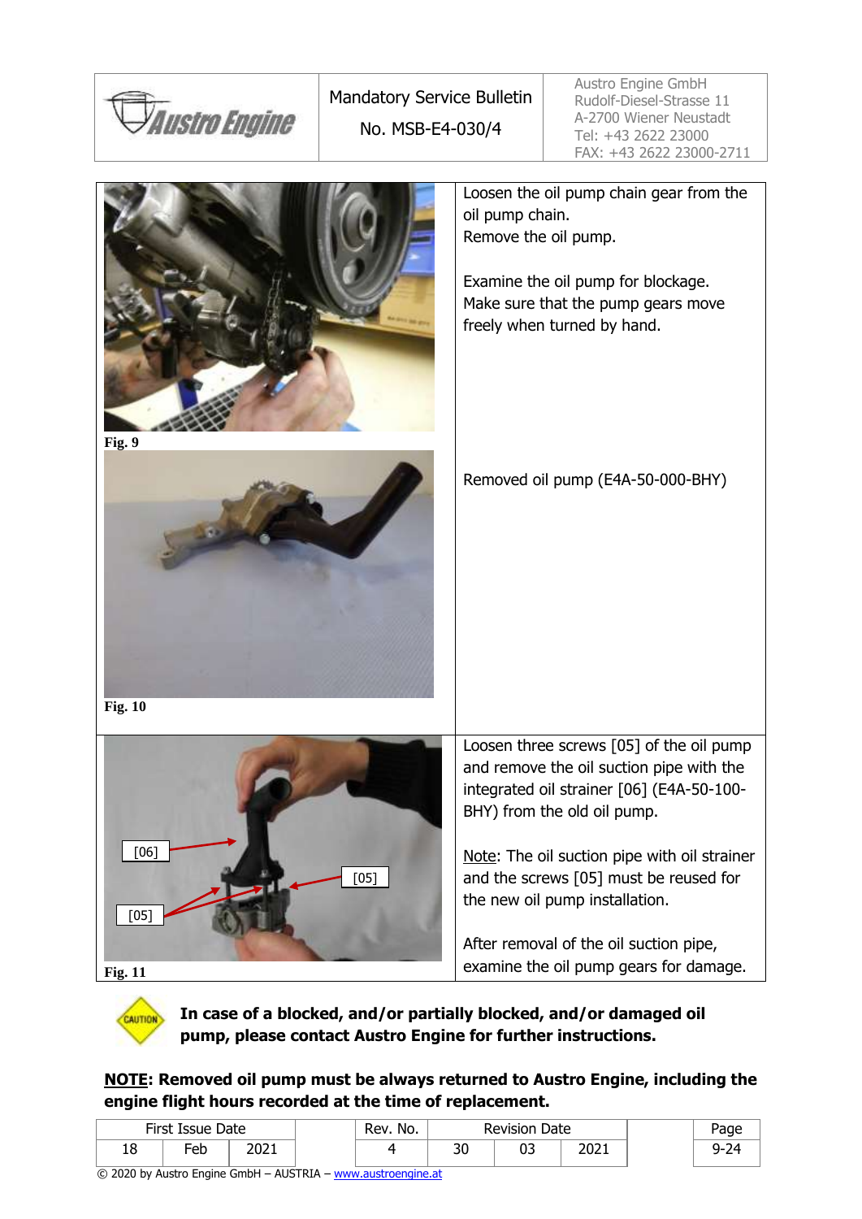Fig. 9

Loosen the oil pump chain gear from the oil pump chain.
Remove the oil pump.

Examine the oil pump for blockage.
Make sure that the pump gears move freely when turned by hand.

Fig. 10

Removed oil pump (E4A-50-000-BHY)

[06]
[05]
[05]

Fig. 11

Loosen three screws [05] of the oil pump and remove the oil suction pipe with the integrated oil strainer [06] (E4A-50-100-BHY) from the old oil pump.

Note: The oil suction pipe with oil strainer and the screws [05] must be reused for the new oil pump installation.

After removal of the oil suction pipe, examine the oil pump gears for damage.

CAUTION **In case of a blocked, and/or partially blocked, and/or damaged oil pump, please contact Austro Engine for further instructions.**

**NOTE: Removed oil pump must be always returned to Austro Engine, including the engine flight hours recorded at the time of replacement.**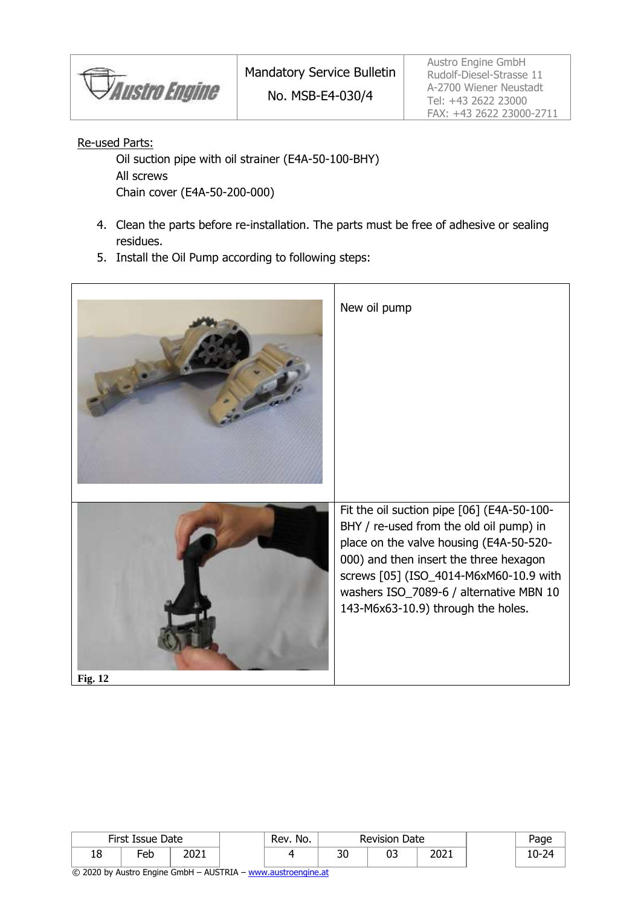Re-used Parts:

Oil suction pipe with oil strainer (E4A-50-100-BHY)
All screws
Chain cover (E4A-50-200-000)

4. Clean the parts before re-installation. The parts must be free of adhesive or sealing residues.
5. Install the Oil Pump according to following steps:

| | |
|---|---|
| | New oil pump |
| Fig. 12 | Fit the oil suction pipe [06] (E4A-50-100-BHY / re-used from the old oil pump) in place on the valve housing (E4A-50-520-000) and then insert the three hexagon screws [05] (ISO_4014-M6xM60-10.9 with washers ISO_7089-6 / alternative MBN 10 143-M6x63-10.9) through the holes. |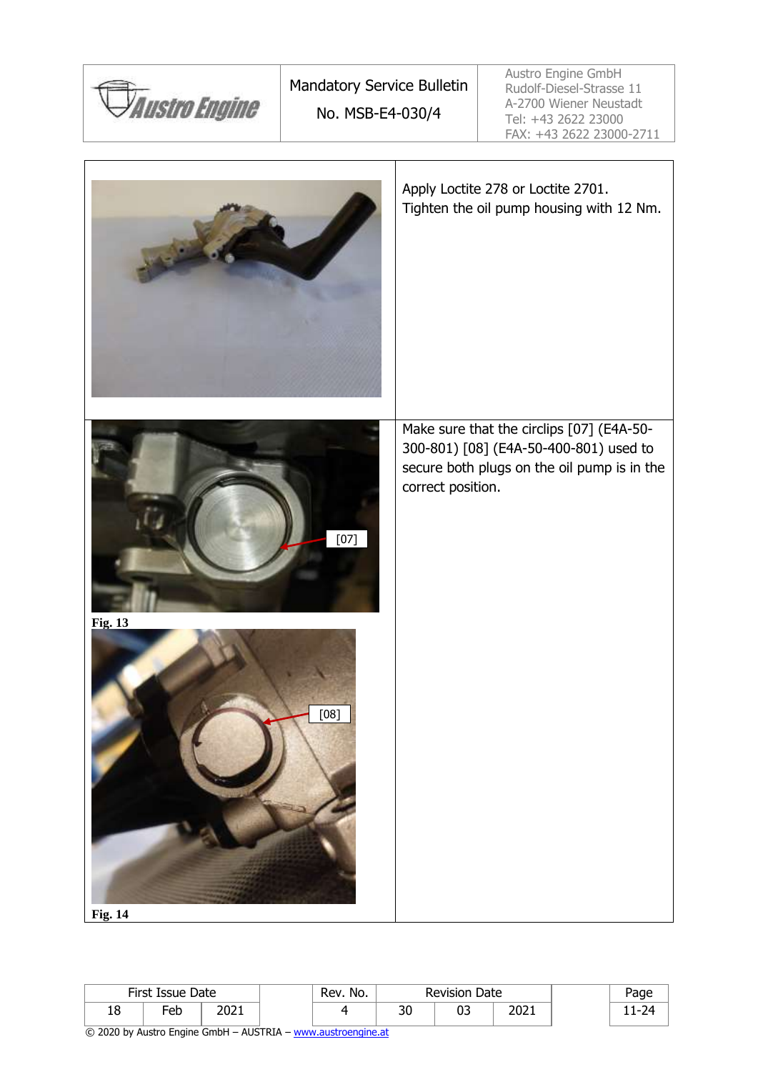Apply Loctite 278 or Loctite 2701.
Tighten the oil pump housing with 12 Nm.

Make sure that the circlips [07] (E4A-50-300-801) [08] (E4A-50-400-801) used to secure both plugs on the oil pump is in the correct position.

[07]

Fig. 13

[08]

Fig. 14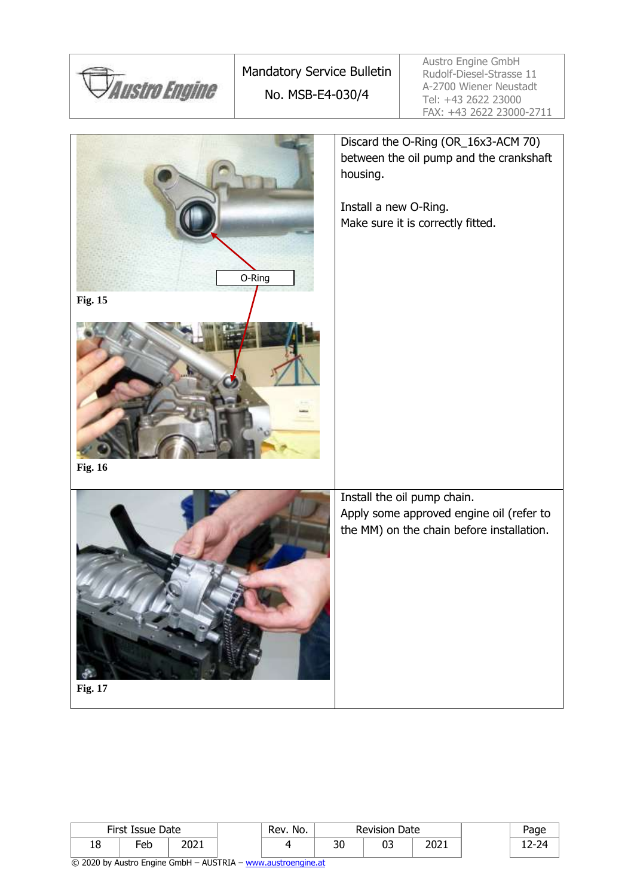| | |
|---|---|
| O-Ring<br><br>**Fig. 15**<br><br>**Fig. 16** | Discard the O-Ring (OR_16x3-ACM 70) between the oil pump and the crankshaft housing.<br><br>Install a new O-Ring.<br>Make sure it is correctly fitted. |
| **Fig. 17** | Install the oil pump chain.<br>Apply some approved engine oil (refer to the MM) on the chain before installation. |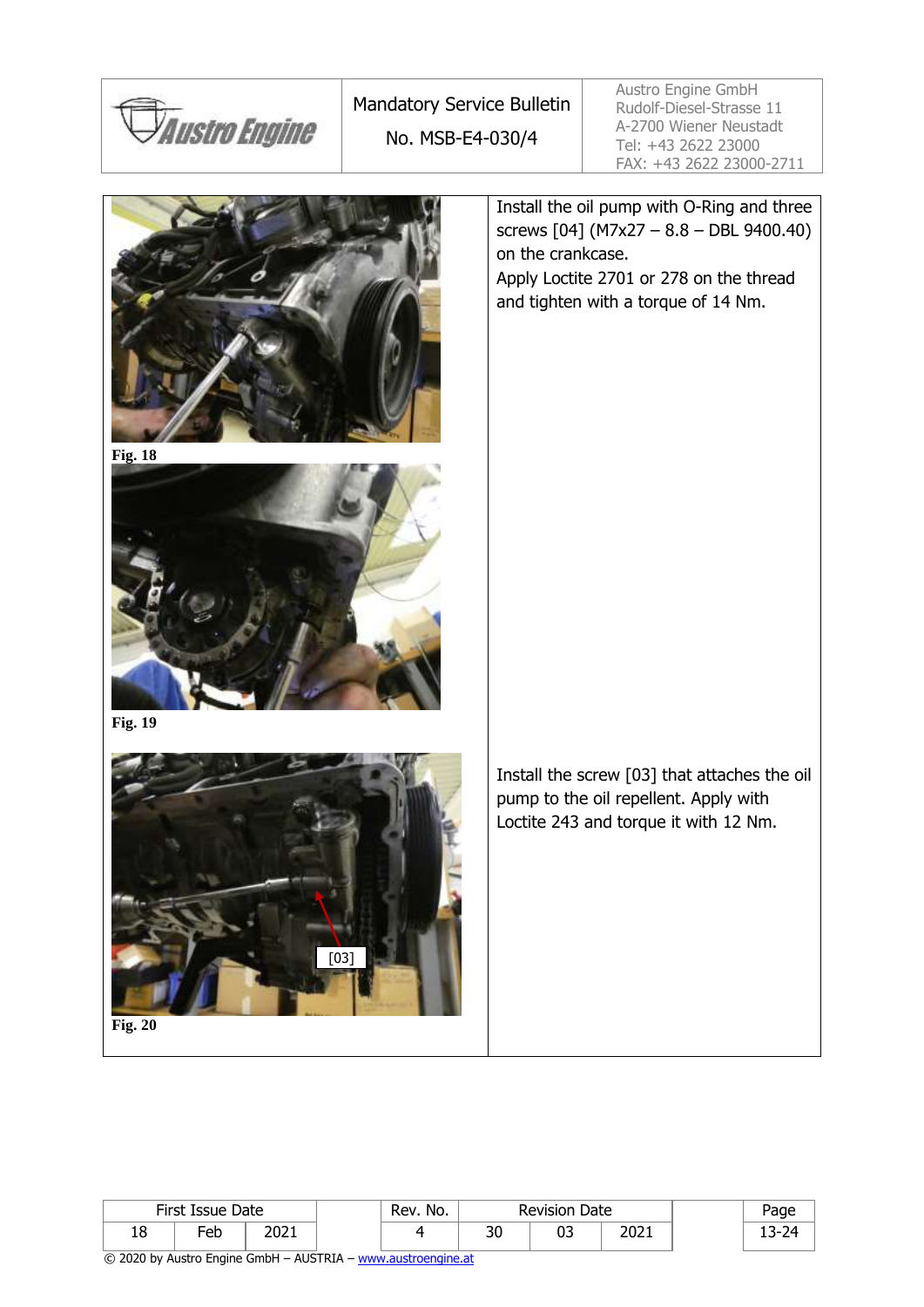Fig. 18

Fig. 19

Install the oil pump with O-Ring and three screws [04] (M7x27 – 8.8 – DBL 9400.40) on the crankcase.
Apply Loctite 2701 or 278 on the thread and tighten with a torque of 14 Nm.

Fig. 20

Install the screw [03] that attaches the oil pump to the oil repellent. Apply with Loctite 243 and torque it with 12 Nm.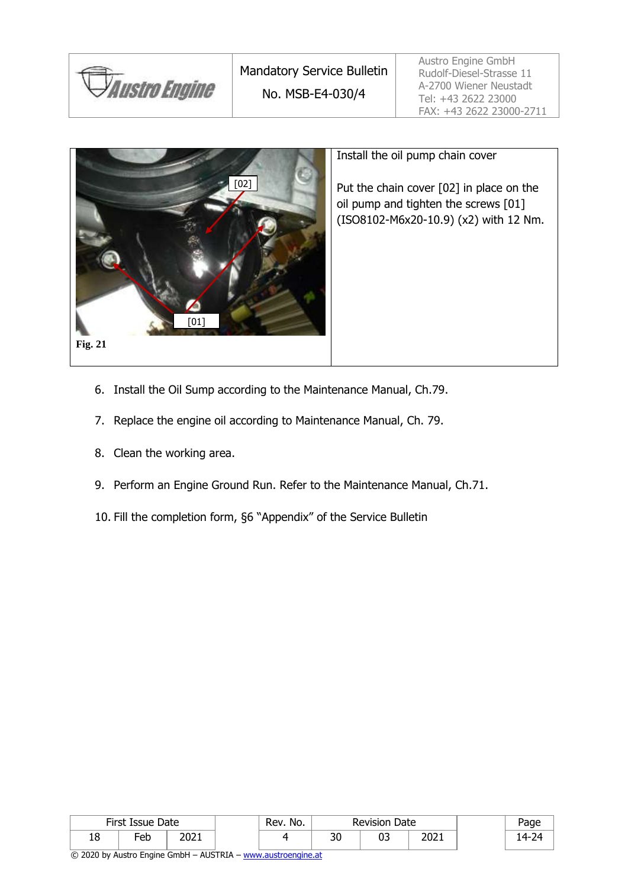| Fig. 21 | Install the oil pump chain cover<br><br>Put the chain cover [02] in place on the oil pump and tighten the screws [01] (ISO8102-M6x20-10.9) (x2) with 12 Nm. |
|---|---|

6. Install the Oil Sump according to the Maintenance Manual, Ch.79.

7. Replace the engine oil according to Maintenance Manual, Ch. 79.

8. Clean the working area.

9. Perform an Engine Ground Run. Refer to the Maintenance Manual, Ch.71.

10. Fill the completion form, §6 "Appendix" of the Service Bulletin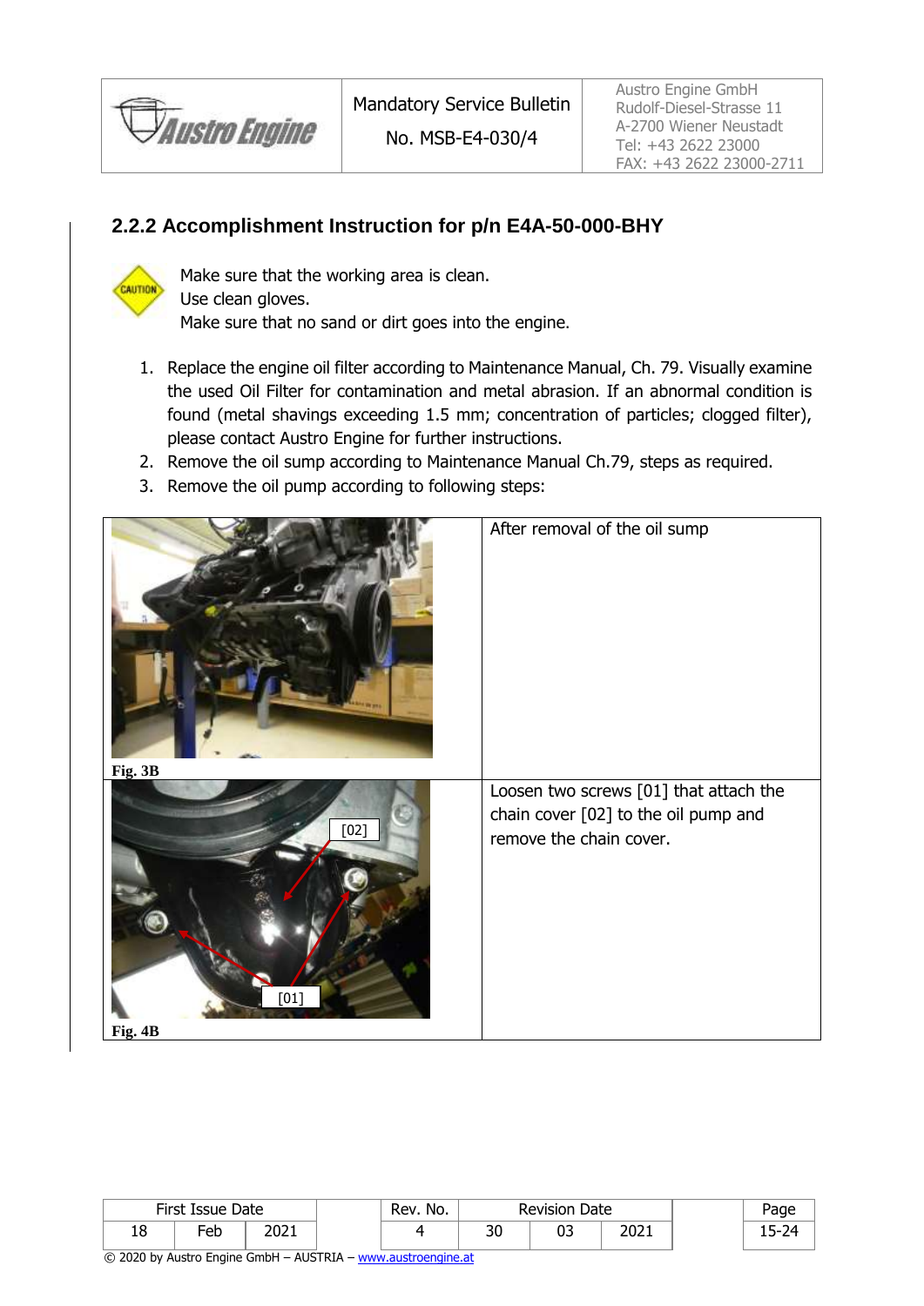## 2.2.2 Accomplishment Instruction for p/n E4A-50-000-BHY

CAUTION

Make sure that the working area is clean.
Use clean gloves.
Make sure that no sand or dirt goes into the engine.

1. Replace the engine oil filter according to Maintenance Manual, Ch. 79. Visually examine the used Oil Filter for contamination and metal abrasion. If an abnormal condition is found (metal shavings exceeding 1.5 mm; concentration of particles; clogged filter), please contact Austro Engine for further instructions.
2. Remove the oil sump according to Maintenance Manual Ch.79, steps as required.
3. Remove the oil pump according to following steps:

| | |
|---|---|
| Fig. 3B | After removal of the oil sump |
| [02] [01] Fig. 4B | Loosen two screws [01] that attach the chain cover [02] to the oil pump and remove the chain cover. |

| First Issue Date | | | Rev. No. | Revision Date | | |
|---|---|---|---|---|---|---|
| 18 | Feb | 2021 | 4 | 30 | 03 | 2021 |

© 2020 by Austro Engine GmbH – AUSTRIA – www.austroengine.at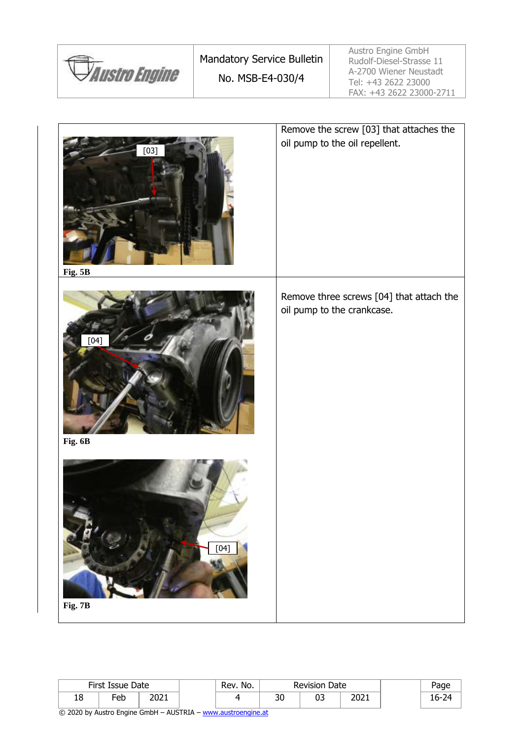| | |
|---|---|
| Fig. 5B | Remove the screw [03] that attaches the oil pump to the oil repellent. |
| Fig. 6B<br><br>Fig. 7B | Remove three screws [04] that attach the oil pump to the crankcase. |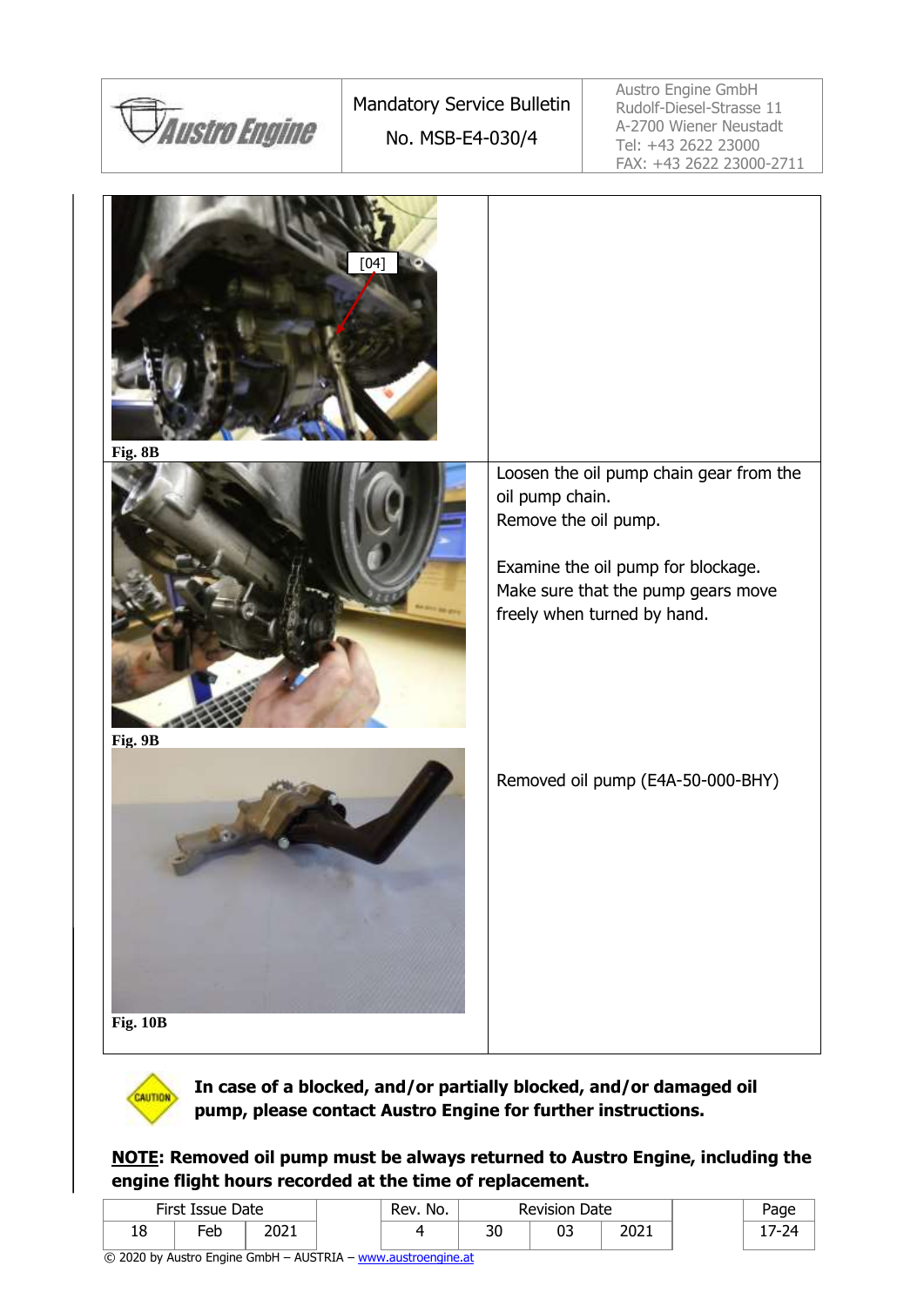| | |
|---|---|
| Fig. 8B | |
| Fig. 9B | Loosen the oil pump chain gear from the oil pump chain.<br>Remove the oil pump.<br><br>Examine the oil pump for blockage.<br>Make sure that the pump gears move freely when turned by hand. |
| Fig. 10B | Removed oil pump (E4A-50-000-BHY) |

**In case of a blocked, and/or partially blocked, and/or damaged oil pump, please contact Austro Engine for further instructions.**

**NOTE: Removed oil pump must be always returned to Austro Engine, including the engine flight hours recorded at the time of replacement.**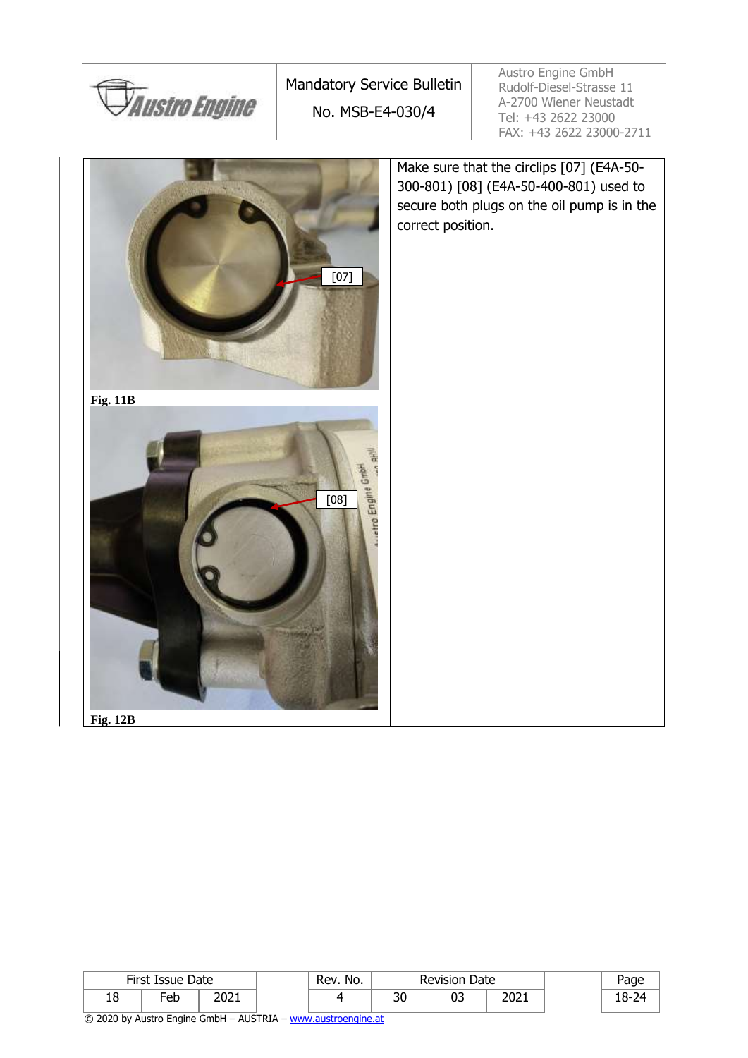Fig. 11B

Fig. 12B

Make sure that the circlips [07] (E4A-50-300-801) [08] (E4A-50-400-801) used to secure both plugs on the oil pump is in the correct position.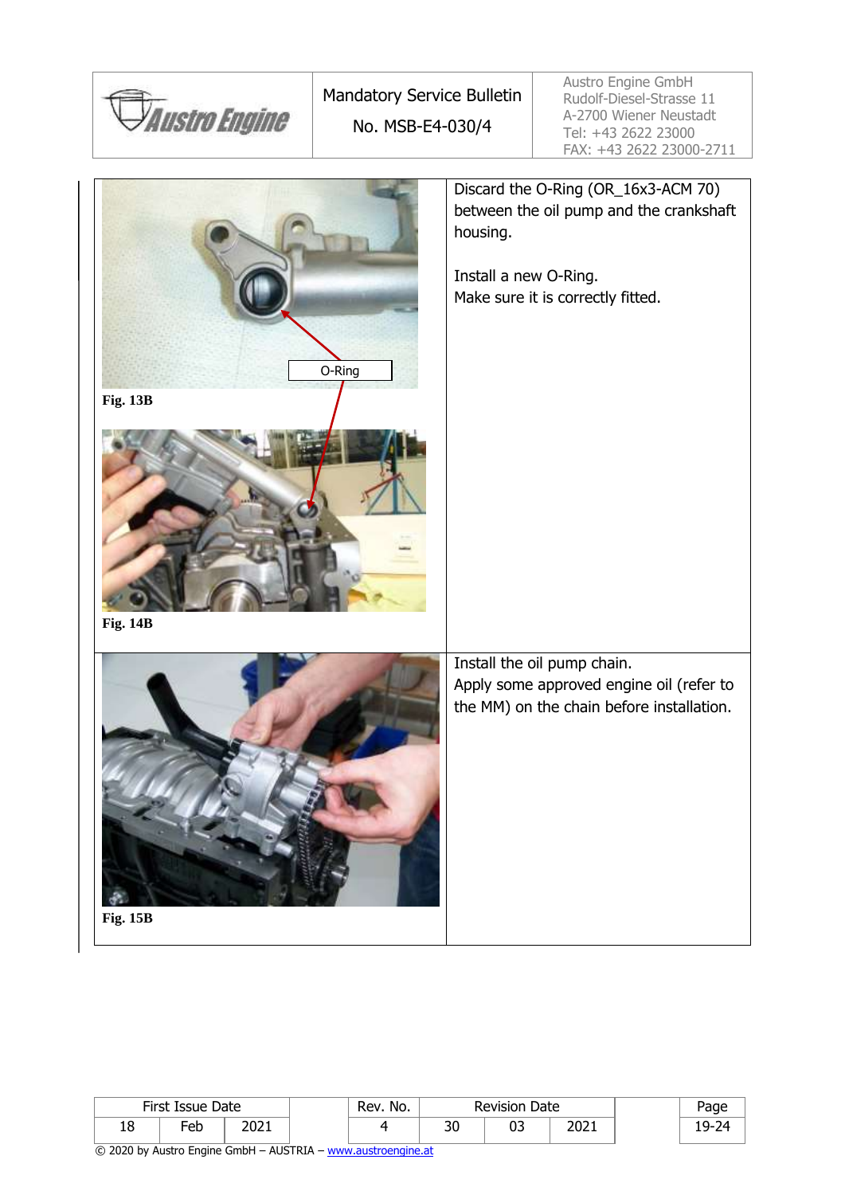| | |
|---|---|
| O-Ring<br><br>**Fig. 13B**<br><br>**Fig. 14B** | Discard the O-Ring (OR_16x3-ACM 70) between the oil pump and the crankshaft housing.<br><br>Install a new O-Ring.<br>Make sure it is correctly fitted. |
| **Fig. 15B** | Install the oil pump chain.<br>Apply some approved engine oil (refer to the MM) on the chain before installation. |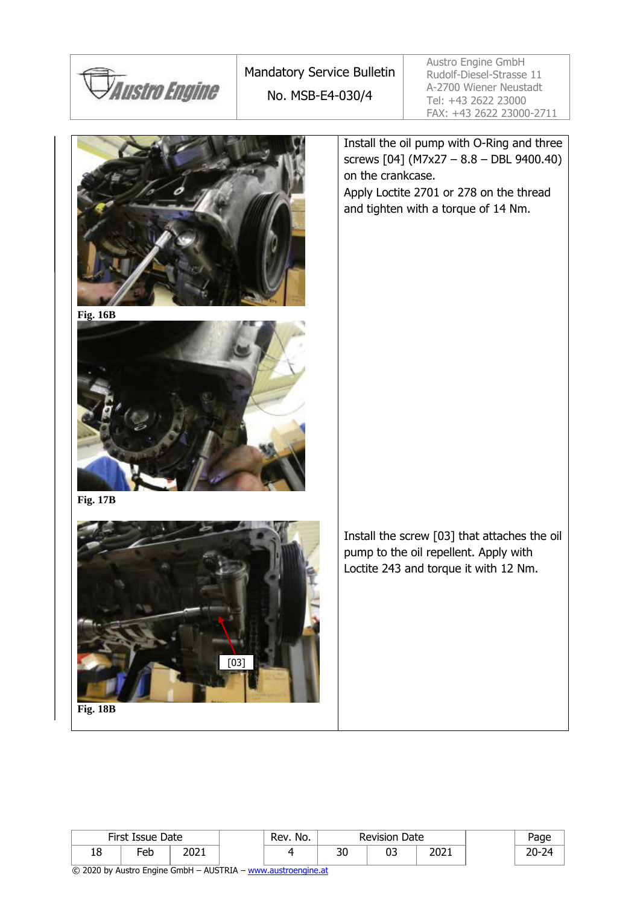Fig. 16B

Install the oil pump with O-Ring and three screws [04] (M7x27 – 8.8 – DBL 9400.40) on the crankcase.

Apply Loctite 2701 or 278 on the thread and tighten with a torque of 14 Nm.

Fig. 17B

[03]

Fig. 18B

Install the screw [03] that attaches the oil pump to the oil repellent. Apply with Loctite 243 and torque it with 12 Nm.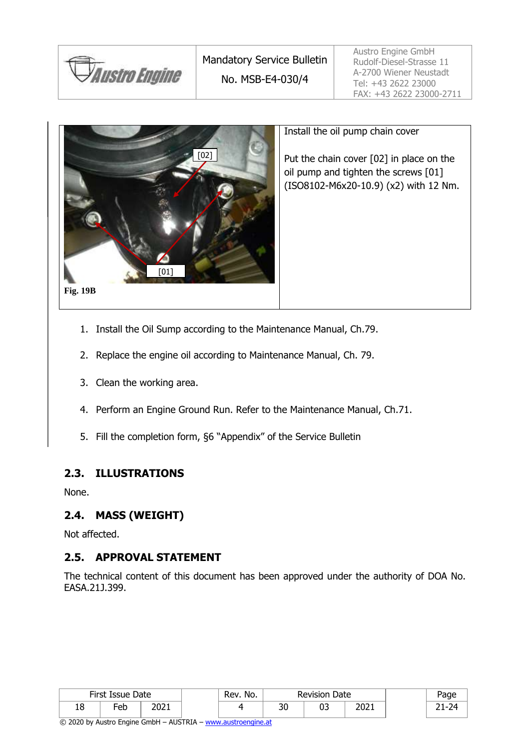| | Install the oil pump chain cover<br><br>Put the chain cover [02] in place on the oil pump and tighten the screws [01] (ISO8102-M6x20-10.9) (x2) with 12 Nm. |
|---|---|
| [02]<br>[01]<br>**Fig. 19B** | |

1. Install the Oil Sump according to the Maintenance Manual, Ch.79.
2. Replace the engine oil according to Maintenance Manual, Ch. 79.
3. Clean the working area.
4. Perform an Engine Ground Run. Refer to the Maintenance Manual, Ch.71.
5. Fill the completion form, §6 "Appendix" of the Service Bulletin

## 2.3. ILLUSTRATIONS

None.

## 2.4. MASS (WEIGHT)

Not affected.

## 2.5. APPROVAL STATEMENT

The technical content of this document has been approved under the authority of DOA No. EASA.21J.399.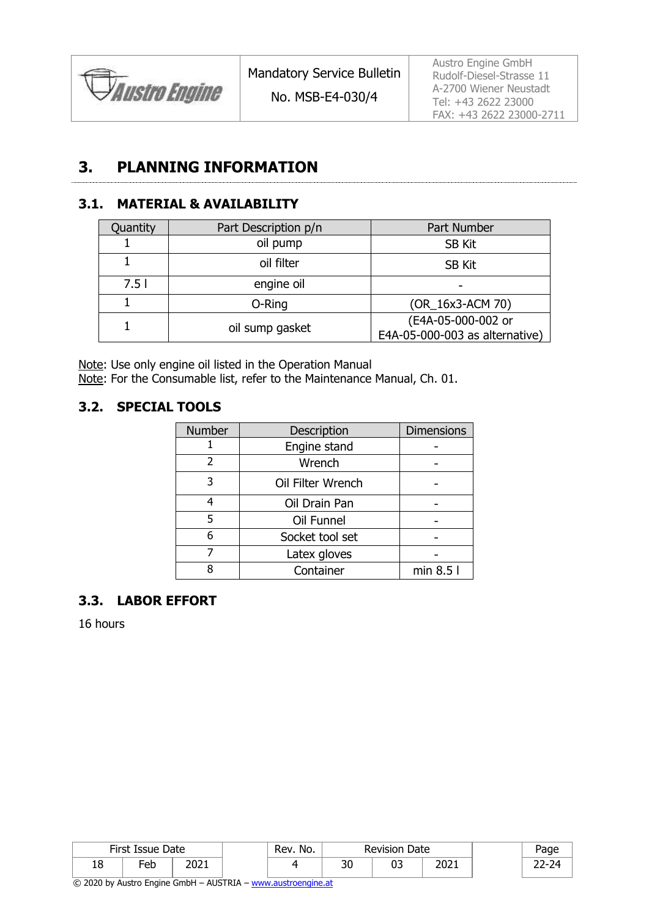# 3. PLANNING INFORMATION

## 3.1. MATERIAL & AVAILABILITY

| Quantity | Part Description p/n | Part Number |
|---|---|---|
| 1 | oil pump | SB Kit |
| 1 | oil filter | SB Kit |
| 7.5 l | engine oil | - |
| 1 | O-Ring | (OR_16x3-ACM 70) |
| 1 | oil sump gasket | (E4A-05-000-002 or E4A-05-000-003 as alternative) |

Note: Use only engine oil listed in the Operation Manual
Note: For the Consumable list, refer to the Maintenance Manual, Ch. 01.

## 3.2. SPECIAL TOOLS

| Number | Description | Dimensions |
|---|---|---|
| 1 | Engine stand | - |
| 2 | Wrench | - |
| 3 | Oil Filter Wrench | - |
| 4 | Oil Drain Pan | - |
| 5 | Oil Funnel | - |
| 6 | Socket tool set | - |
| 7 | Latex gloves | - |
| 8 | Container | min 8.5 l |

## 3.3. LABOR EFFORT

16 hours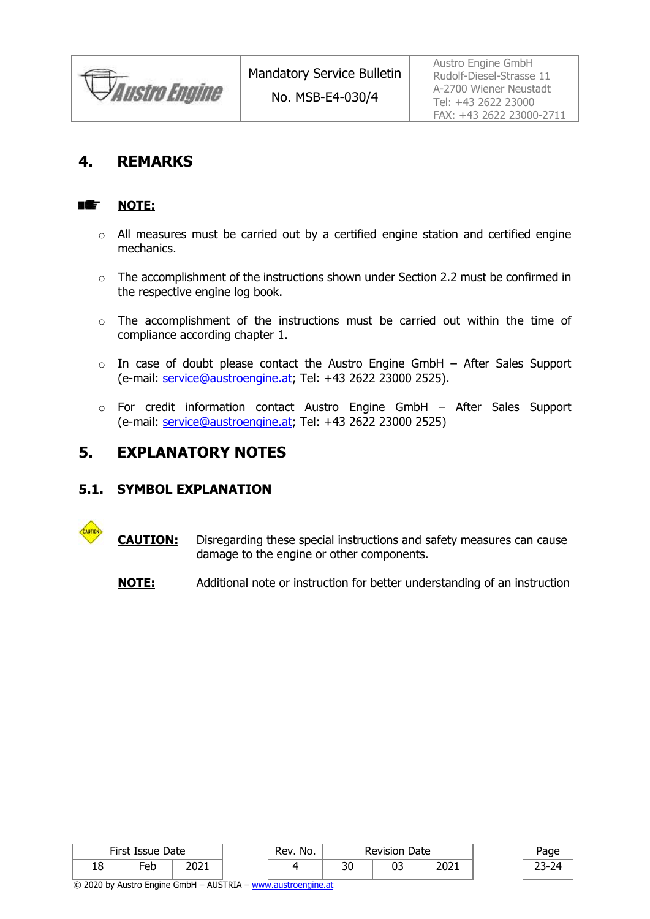## 4. REMARKS

**NOTE:**

- All measures must be carried out by a certified engine station and certified engine mechanics.
- The accomplishment of the instructions shown under Section 2.2 must be confirmed in the respective engine log book.
- The accomplishment of the instructions must be carried out within the time of compliance according chapter 1.
- In case of doubt please contact the Austro Engine GmbH – After Sales Support (e-mail: service@austroengine.at; Tel: +43 2622 23000 2525).
- For credit information contact Austro Engine GmbH – After Sales Support (e-mail: service@austroengine.at; Tel: +43 2622 23000 2525)

## 5. EXPLANATORY NOTES

### 5.1. SYMBOL EXPLANATION

**CAUTION:** Disregarding these special instructions and safety measures can cause damage to the engine or other components.

**NOTE:** Additional note or instruction for better understanding of an instruction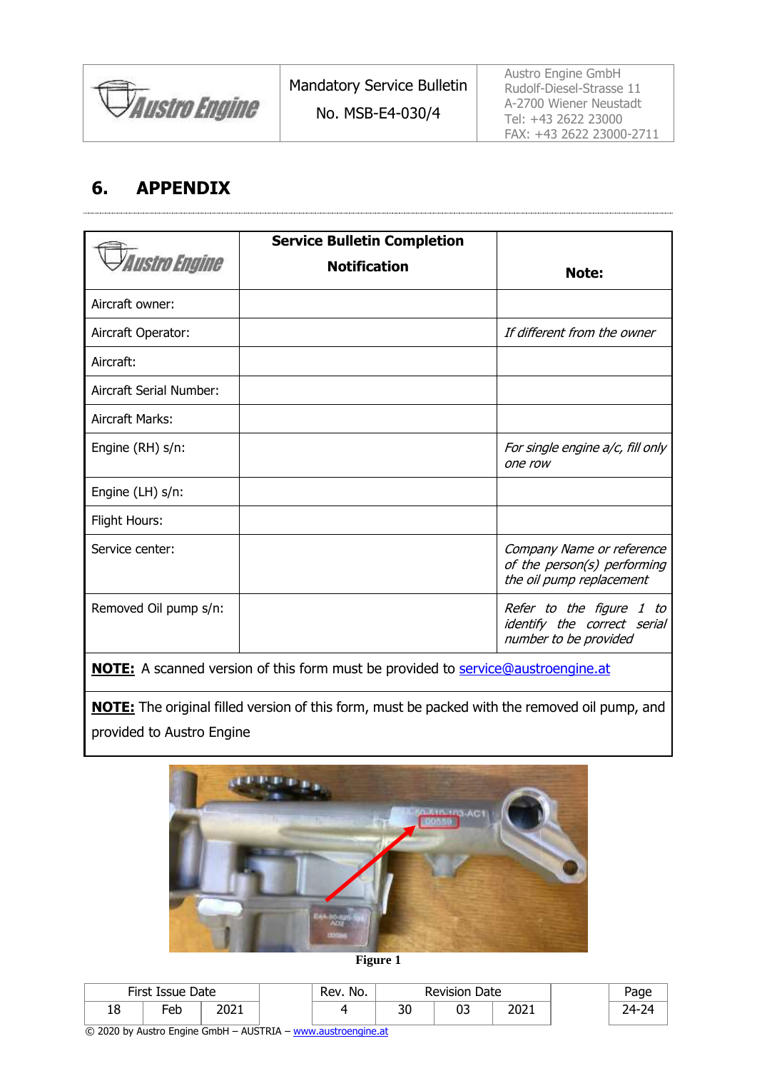## 6. APPENDIX

| Austro Engine | Service Bulletin Completion Notification | Note: |
|---|---|---|
| Aircraft owner: | | |
| Aircraft Operator: | | *If different from the owner* |
| Aircraft: | | |
| Aircraft Serial Number: | | |
| Aircraft Marks: | | |
| Engine (RH) s/n: | | *For single engine a/c, fill only one row* |
| Engine (LH) s/n: | | |
| Flight Hours: | | |
| Service center: | | *Company Name or reference of the person(s) performing the oil pump replacement* |
| Removed Oil pump s/n: | | *Refer to the figure 1 to identify the correct serial number to be provided* |

**NOTE:** A scanned version of this form must be provided to service@austroengine.at

**NOTE:** The original filled version of this form, must be packed with the removed oil pump, and provided to Austro Engine

Figure 1